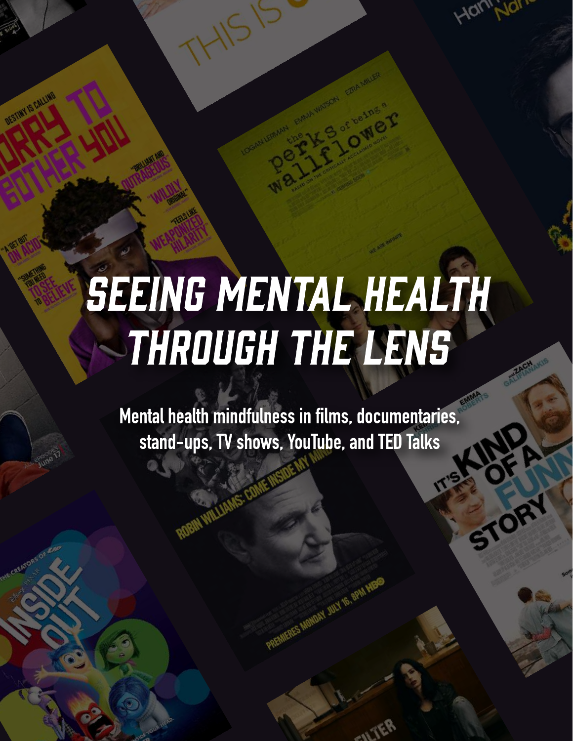# SEEING MENTAL HEALTH THROUGH THE LENS

**Mental health mindfulness in films, documentaries, stand-ups, TV shows, YouTube, and TED Talks**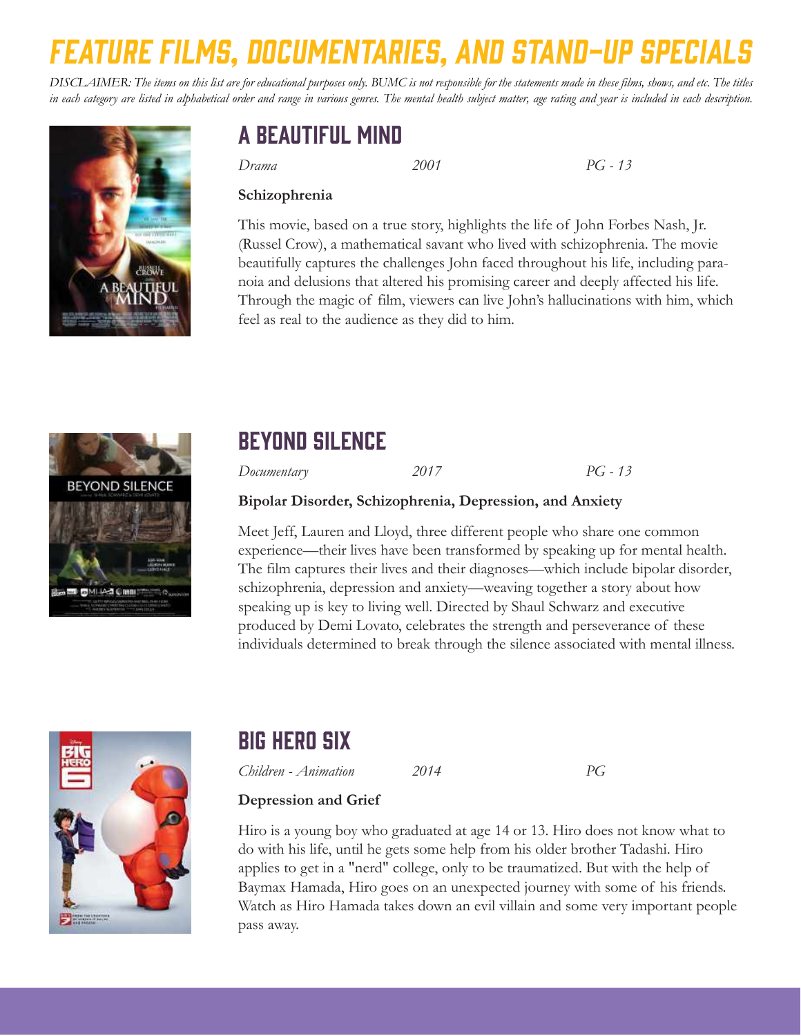# FEATURE FILMS, DOCUMENTARIES, AND STAND-UP SPECIALS

*DISCLAIMER: The items on this list are for educational purposes only. BUMC is not responsible for the statements made in these films, shows, and etc. The titles in each category are listed in alphabetical order and range in various genres. The mental health subject matter, age rating and year is included in each description.*

## A BEAUTIFUL MIND

*Drama* *2001* *PG - 13*

**Schizophrenia**

This movie, based on a true story, highlights the life of John Forbes Nash, Jr. (Russel Crow), a mathematical savant who lived with schizophrenia. The movie beautifully captures the challenges John faced throughout his life, including paranoia and delusions that altered his promising career and deeply affected his life. Through the magic of film, viewers can live John's hallucinations with him, which feel as real to the audience as they did to him.

## BEYOND SILENCE

*Documentary* *2017* *PG - 13*

**Bipolar Disorder, Schizophrenia, Depression, and Anxiety**

Meet Jeff, Lauren and Lloyd, three different people who share one common experience—their lives have been transformed by speaking up for mental health. The film captures their lives and their diagnoses—which include bipolar disorder, schizophrenia, depression and anxiety—weaving together a story about how speaking up is key to living well. Directed by Shaul Schwarz and executive produced by Demi Lovato, celebrates the strength and perseverance of these individuals determined to break through the silence associated with mental illness.

## BIG HERO SIX

*Children - Animation* *2014* *PG*

**Depression and Grief**

Hiro is a young boy who graduated at age 14 or 13. Hiro does not know what to do with his life, until he gets some help from his older brother Tadashi. Hiro applies to get in a "nerd" college, only to be traumatized. But with the help of Baymax Hamada, Hiro goes on an unexpected journey with some of his friends. Watch as Hiro Hamada takes down an evil villain and some very important people pass away.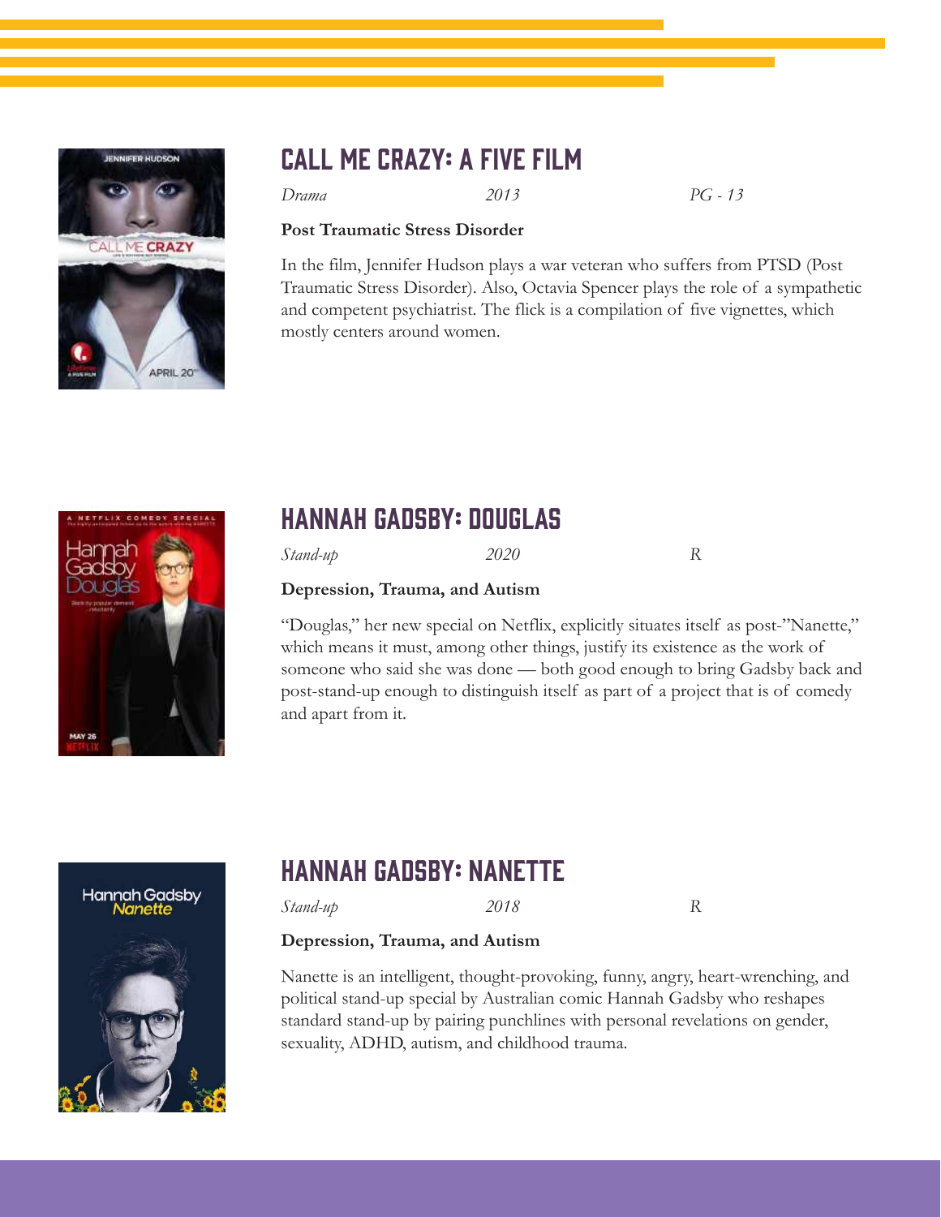## CALL ME CRAZY: A FIVE FILM

*Drama* *2013* *PG - 13*

**Post Traumatic Stress Disorder**

In the film, Jennifer Hudson plays a war veteran who suffers from PTSD (Post Traumatic Stress Disorder). Also, Octavia Spencer plays the role of a sympathetic and competent psychiatrist. The flick is a compilation of five vignettes, which mostly centers around women.

## HANNAH GADSBY: DOUGLAS

*Stand-up* *2020* *R*

**Depression, Trauma, and Autism**

"Douglas," her new special on Netflix, explicitly situates itself as post-"Nanette," which means it must, among other things, justify its existence as the work of someone who said she was done — both good enough to bring Gadsby back and post-stand-up enough to distinguish itself as part of a project that is of comedy and apart from it.

## HANNAH GADSBY: NANETTE

*Stand-up* *2018* *R*

**Depression, Trauma, and Autism**

Nanette is an intelligent, thought-provoking, funny, angry, heart-wrenching, and political stand-up special by Australian comic Hannah Gadsby who reshapes standard stand-up by pairing punchlines with personal revelations on gender, sexuality, ADHD, autism, and childhood trauma.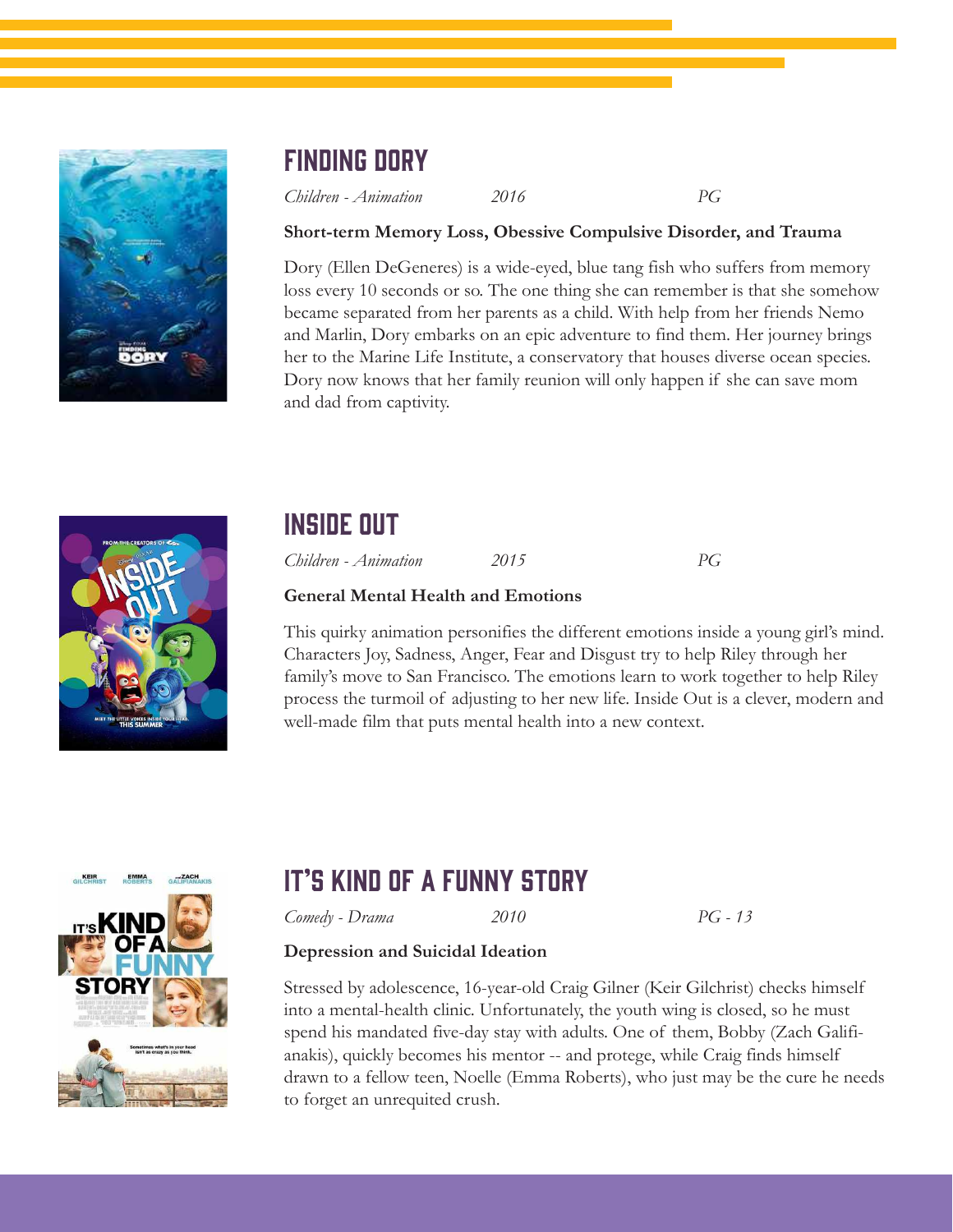## FINDING DORY

*Children - Animation* *2016* *PG*

**Short-term Memory Loss, Obessive Compulsive Disorder, and Trauma**

Dory (Ellen DeGeneres) is a wide-eyed, blue tang fish who suffers from memory loss every 10 seconds or so. The one thing she can remember is that she somehow became separated from her parents as a child. With help from her friends Nemo and Marlin, Dory embarks on an epic adventure to find them. Her journey brings her to the Marine Life Institute, a conservatory that houses diverse ocean species. Dory now knows that her family reunion will only happen if she can save mom and dad from captivity.

## INSIDE OUT

*Children - Animation* *2015* *PG*

**General Mental Health and Emotions**

This quirky animation personifies the different emotions inside a young girl's mind. Characters Joy, Sadness, Anger, Fear and Disgust try to help Riley through her family's move to San Francisco. The emotions learn to work together to help Riley process the turmoil of adjusting to her new life. Inside Out is a clever, modern and well-made film that puts mental health into a new context.

## IT'S KIND OF A FUNNY STORY

*Comedy - Drama* *2010* *PG - 13*

**Depression and Suicidal Ideation**

Stressed by adolescence, 16-year-old Craig Gilner (Keir Gilchrist) checks himself into a mental-health clinic. Unfortunately, the youth wing is closed, so he must spend his mandated five-day stay with adults. One of them, Bobby (Zach Galifianakis), quickly becomes his mentor -- and protege, while Craig finds himself drawn to a fellow teen, Noelle (Emma Roberts), who just may be the cure he needs to forget an unrequited crush.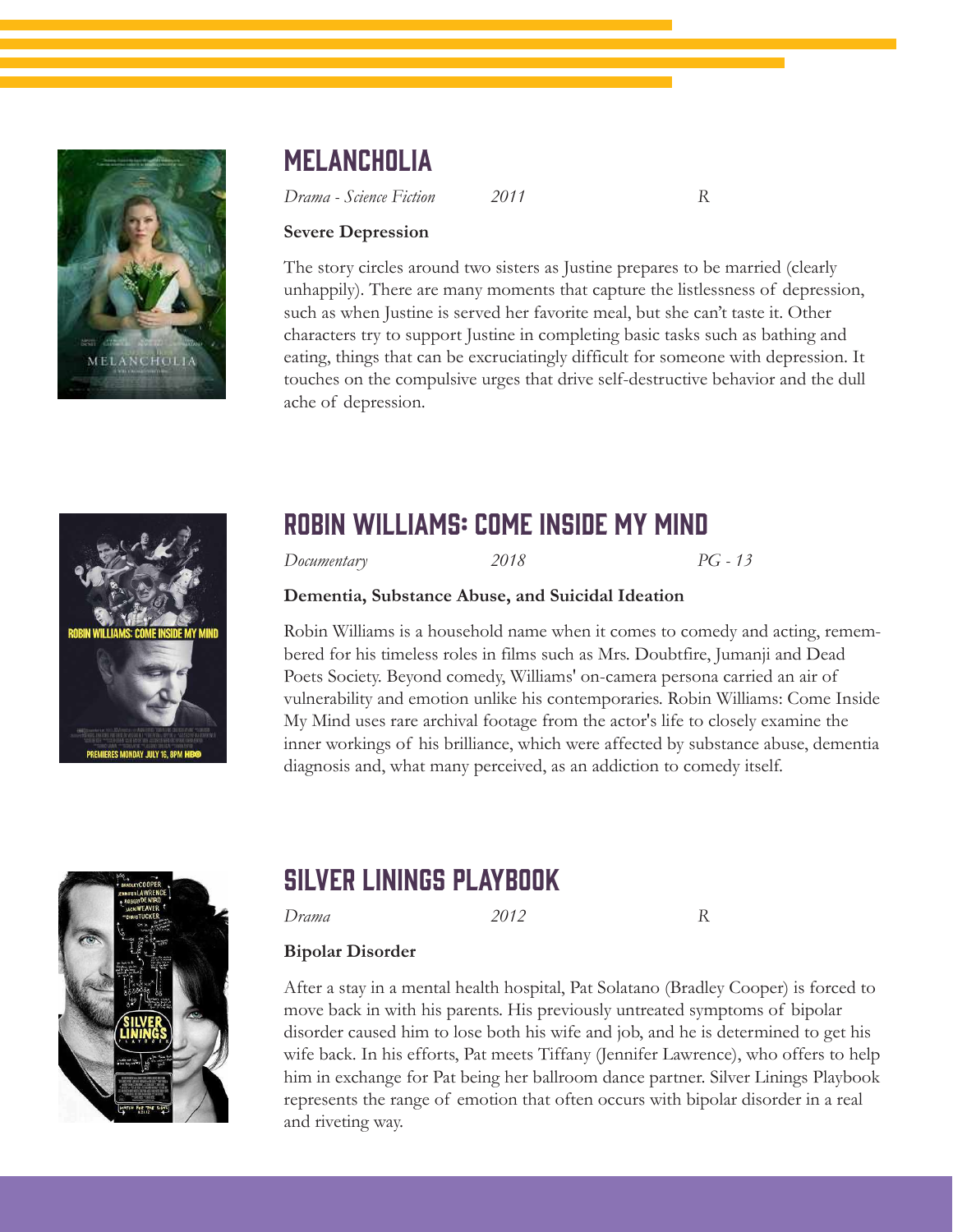## MELANCHOLIA

*Drama - Science Fiction* *2011* *R*

**Severe Depression**

The story circles around two sisters as Justine prepares to be married (clearly unhappily). There are many moments that capture the listlessness of depression, such as when Justine is served her favorite meal, but she can't taste it. Other characters try to support Justine in completing basic tasks such as bathing and eating, things that can be excruciatingly difficult for someone with depression. It touches on the compulsive urges that drive self-destructive behavior and the dull ache of depression.

## ROBIN WILLIAMS: COME INSIDE MY MIND

*Documentary* *2018* *PG - 13*

**Dementia, Substance Abuse, and Suicidal Ideation**

Robin Williams is a household name when it comes to comedy and acting, remembered for his timeless roles in films such as Mrs. Doubtfire, Jumanji and Dead Poets Society. Beyond comedy, Williams' on-camera persona carried an air of vulnerability and emotion unlike his contemporaries. Robin Williams: Come Inside My Mind uses rare archival footage from the actor's life to closely examine the inner workings of his brilliance, which were affected by substance abuse, dementia diagnosis and, what many perceived, as an addiction to comedy itself.

## SILVER LININGS PLAYBOOK

*Drama* *2012* *R*

**Bipolar Disorder**

After a stay in a mental health hospital, Pat Solatano (Bradley Cooper) is forced to move back in with his parents. His previously untreated symptoms of bipolar disorder caused him to lose both his wife and job, and he is determined to get his wife back. In his efforts, Pat meets Tiffany (Jennifer Lawrence), who offers to help him in exchange for Pat being her ballroom dance partner. Silver Linings Playbook represents the range of emotion that often occurs with bipolar disorder in a real and riveting way.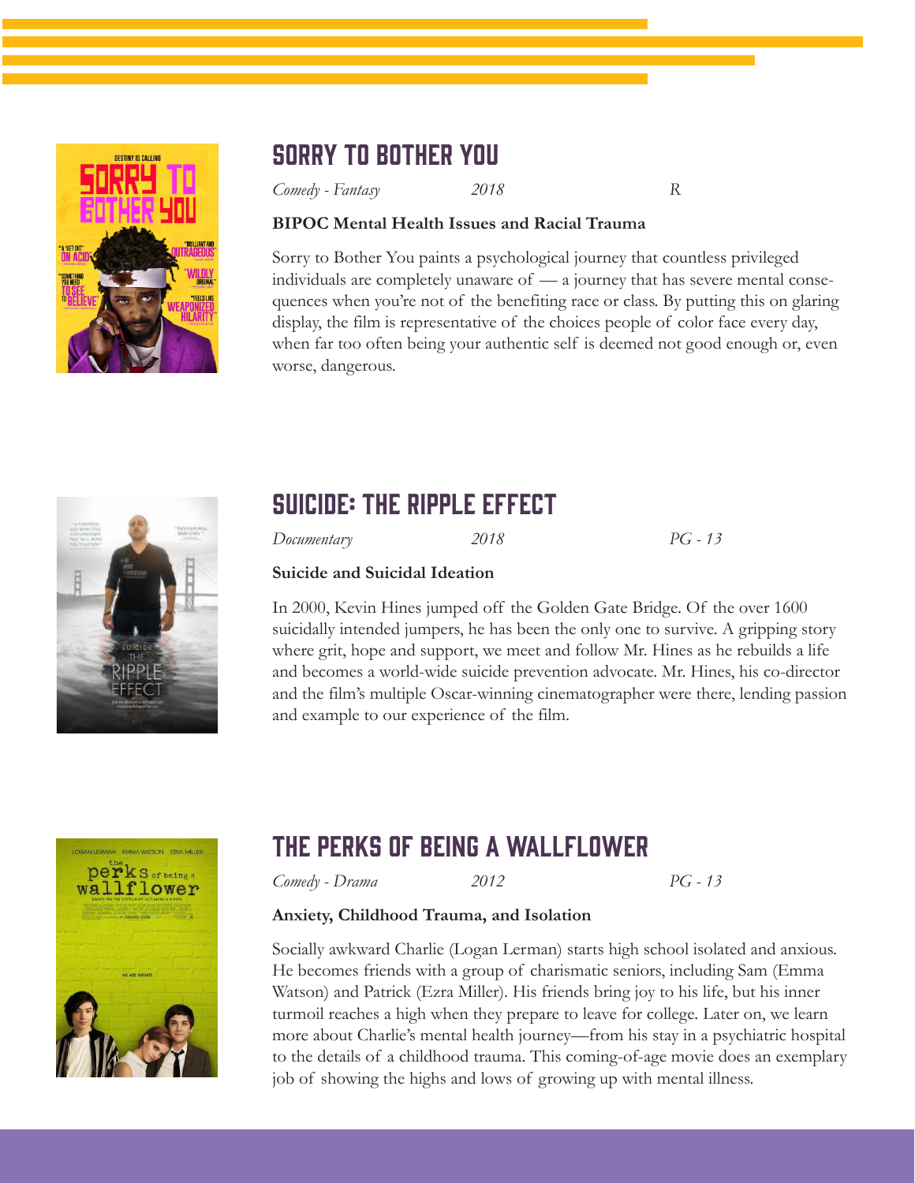## SORRY TO BOTHER YOU

*Comedy - Fantasy* *2018* *R*

**BIPOC Mental Health Issues and Racial Trauma**

Sorry to Bother You paints a psychological journey that countless privileged individuals are completely unaware of — a journey that has severe mental consequences when you're not of the benefiting race or class. By putting this on glaring display, the film is representative of the choices people of color face every day, when far too often being your authentic self is deemed not good enough or, even worse, dangerous.

## SUICIDE: THE RIPPLE EFFECT

*Documentary* *2018* *PG - 13*

**Suicide and Suicidal Ideation**

In 2000, Kevin Hines jumped off the Golden Gate Bridge. Of the over 1600 suicidally intended jumpers, he has been the only one to survive. A gripping story where grit, hope and support, we meet and follow Mr. Hines as he rebuilds a life and becomes a world-wide suicide prevention advocate. Mr. Hines, his co-director and the film's multiple Oscar-winning cinematographer were there, lending passion and example to our experience of the film.

## THE PERKS OF BEING A WALLFLOWER

*Comedy - Drama* *2012* *PG - 13*

**Anxiety, Childhood Trauma, and Isolation**

Socially awkward Charlie (Logan Lerman) starts high school isolated and anxious. He becomes friends with a group of charismatic seniors, including Sam (Emma Watson) and Patrick (Ezra Miller). His friends bring joy to his life, but his inner turmoil reaches a high when they prepare to leave for college. Later on, we learn more about Charlie's mental health journey—from his stay in a psychiatric hospital to the details of a childhood trauma. This coming-of-age movie does an exemplary job of showing the highs and lows of growing up with mental illness.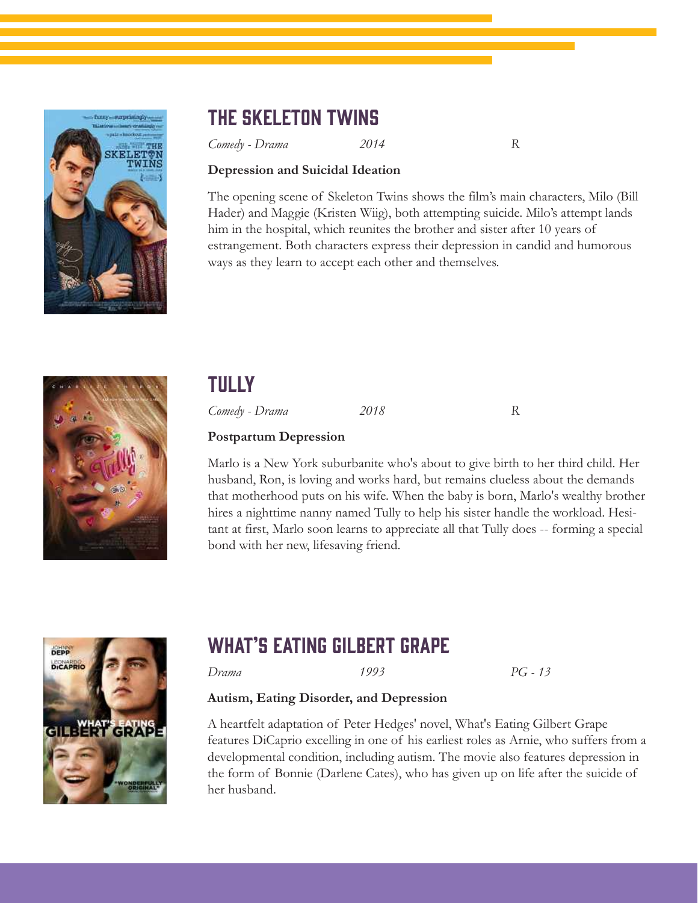## THE SKELETON TWINS

*Comedy - Drama* *2014* *R*

**Depression and Suicidal Ideation**

The opening scene of Skeleton Twins shows the film's main characters, Milo (Bill Hader) and Maggie (Kristen Wiig), both attempting suicide. Milo's attempt lands him in the hospital, which reunites the brother and sister after 10 years of estrangement. Both characters express their depression in candid and humorous ways as they learn to accept each other and themselves.

## TULLY

*Comedy - Drama* *2018* *R*

**Postpartum Depression**

Marlo is a New York suburbanite who's about to give birth to her third child. Her husband, Ron, is loving and works hard, but remains clueless about the demands that motherhood puts on his wife. When the baby is born, Marlo's wealthy brother hires a nighttime nanny named Tully to help his sister handle the workload. Hesitant at first, Marlo soon learns to appreciate all that Tully does -- forming a special bond with her new, lifesaving friend.

## WHAT'S EATING GILBERT GRAPE

*Drama* *1993* *PG - 13*

**Autism, Eating Disorder, and Depression**

A heartfelt adaptation of Peter Hedges' novel, What's Eating Gilbert Grape features DiCaprio excelling in one of his earliest roles as Arnie, who suffers from a developmental condition, including autism. The movie also features depression in the form of Bonnie (Darlene Cates), who has given up on life after the suicide of her husband.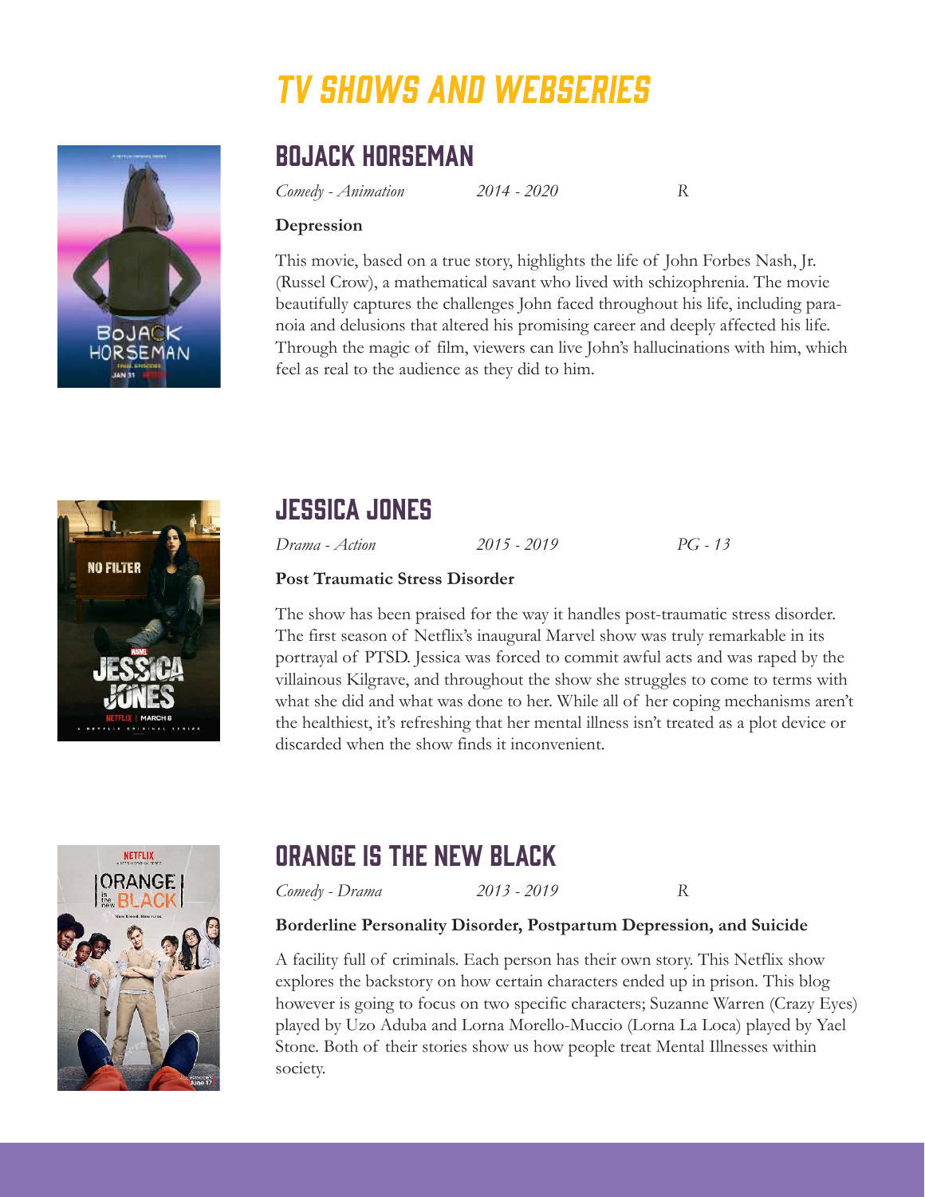# TV SHOWS AND WEBSERIES

## BOJACK HORSEMAN

*Comedy - Animation* *2014 - 2020* *R*

**Depression**

This movie, based on a true story, highlights the life of John Forbes Nash, Jr. (Russel Crow), a mathematical savant who lived with schizophrenia. The movie beautifully captures the challenges John faced throughout his life, including paranoia and delusions that altered his promising career and deeply affected his life. Through the magic of film, viewers can live John's hallucinations with him, which feel as real to the audience as they did to him.

## JESSICA JONES

*Drama - Action* *2015 - 2019* *PG - 13*

**Post Traumatic Stress Disorder**

The show has been praised for the way it handles post-traumatic stress disorder. The first season of Netflix's inaugural Marvel show was truly remarkable in its portrayal of PTSD. Jessica was forced to commit awful acts and was raped by the villainous Kilgrave, and throughout the show she struggles to come to terms with what she did and what was done to her. While all of her coping mechanisms aren't the healthiest, it's refreshing that her mental illness isn't treated as a plot device or discarded when the show finds it inconvenient.

## ORANGE IS THE NEW BLACK

*Comedy - Drama* *2013 - 2019* *R*

**Borderline Personality Disorder, Postpartum Depression, and Suicide**

A facility full of criminals. Each person has their own story. This Netflix show explores the backstory on how certain characters ended up in prison. This blog however is going to focus on two specific characters; Suzanne Warren (Crazy Eyes) played by Uzo Aduba and Lorna Morello-Muccio (Lorna La Loca) played by Yael Stone. Both of their stories show us how people treat Mental Illnesses within society.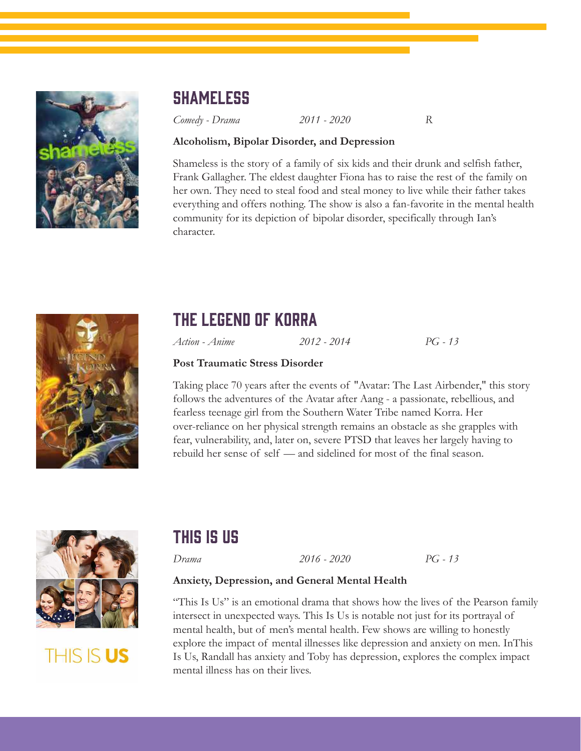## SHAMELESS

*Comedy - Drama* *2011 - 2020* *R*

**Alcoholism, Bipolar Disorder, and Depression**

Shameless is the story of a family of six kids and their drunk and selfish father, Frank Gallagher. The eldest daughter Fiona has to raise the rest of the family on her own. They need to steal food and steal money to live while their father takes everything and offers nothing. The show is also a fan-favorite in the mental health community for its depiction of bipolar disorder, specifically through Ian's character.

## THE LEGEND OF KORRA

*Action - Anime* *2012 - 2014* *PG - 13*

**Post Traumatic Stress Disorder**

Taking place 70 years after the events of "Avatar: The Last Airbender," this story follows the adventures of the Avatar after Aang - a passionate, rebellious, and fearless teenage girl from the Southern Water Tribe named Korra. Her over-reliance on her physical strength remains an obstacle as she grapples with fear, vulnerability, and, later on, severe PTSD that leaves her largely having to rebuild her sense of self — and sidelined for most of the final season.

## THIS IS US

*Drama* *2016 - 2020* *PG - 13*

**Anxiety, Depression, and General Mental Health**

"This Is Us" is an emotional drama that shows how the lives of the Pearson family intersect in unexpected ways. This Is Us is notable not just for its portrayal of mental health, but of men's mental health. Few shows are willing to honestly explore the impact of mental illnesses like depression and anxiety on men. InThis Is Us, Randall has anxiety and Toby has depression, explores the complex impact mental illness has on their lives.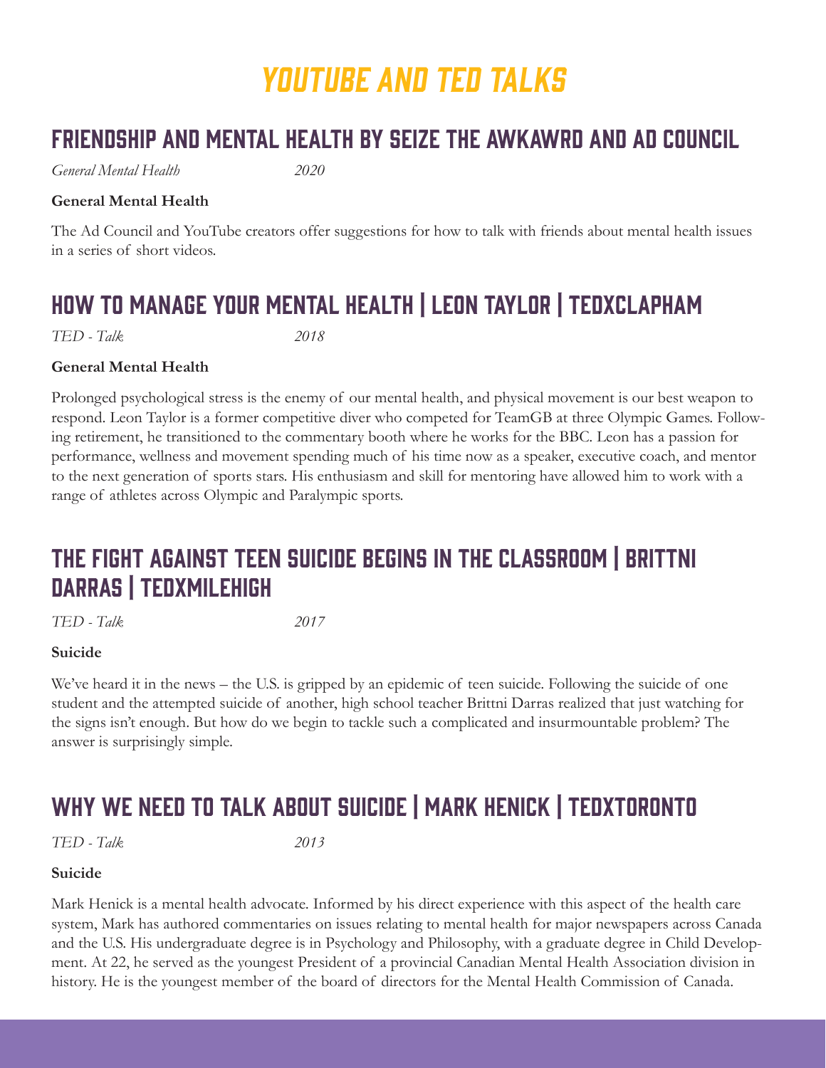# YOUTUBE AND TED TALKS

## FRIENDSHIP AND MENTAL HEALTH BY SEIZE THE AWKAWRD AND AD COUNCIL

*General Mental Health* *2020*

**General Mental Health**

The Ad Council and YouTube creators offer suggestions for how to talk with friends about mental health issues in a series of short videos.

## HOW TO MANAGE YOUR MENTAL HEALTH | LEON TAYLOR | TEDXCLAPHAM

*TED - Talk* *2018*

**General Mental Health**

Prolonged psychological stress is the enemy of our mental health, and physical movement is our best weapon to respond. Leon Taylor is a former competitive diver who competed for TeamGB at three Olympic Games. Following retirement, he transitioned to the commentary booth where he works for the BBC. Leon has a passion for performance, wellness and movement spending much of his time now as a speaker, executive coach, and mentor to the next generation of sports stars. His enthusiasm and skill for mentoring have allowed him to work with a range of athletes across Olympic and Paralympic sports.

## THE FIGHT AGAINST TEEN SUICIDE BEGINS IN THE CLASSROOM | BRITTNI DARRAS | TEDXMILEHIGH

*TED - Talk* *2017*

**Suicide**

We've heard it in the news – the U.S. is gripped by an epidemic of teen suicide. Following the suicide of one student and the attempted suicide of another, high school teacher Brittni Darras realized that just watching for the signs isn't enough. But how do we begin to tackle such a complicated and insurmountable problem? The answer is surprisingly simple.

## WHY WE NEED TO TALK ABOUT SUICIDE | MARK HENICK | TEDXTORONTO

*TED - Talk* *2013*

**Suicide**

Mark Henick is a mental health advocate. Informed by his direct experience with this aspect of the health care system, Mark has authored commentaries on issues relating to mental health for major newspapers across Canada and the U.S. His undergraduate degree is in Psychology and Philosophy, with a graduate degree in Child Development. At 22, he served as the youngest President of a provincial Canadian Mental Health Association division in history. He is the youngest member of the board of directors for the Mental Health Commission of Canada.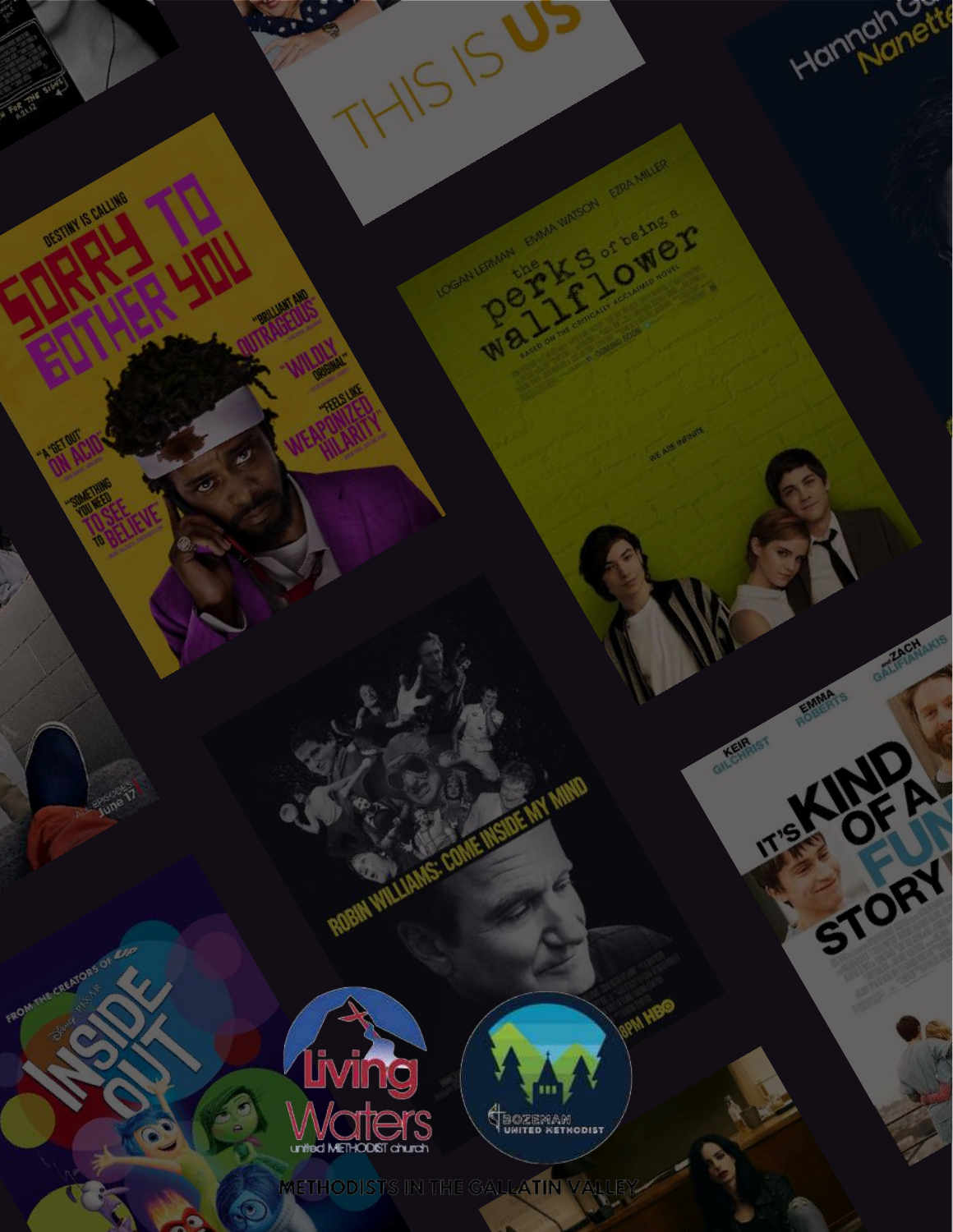Living Waters United Methodist Church

Bozeman United Methodist

METHODISTS IN THE GALLATIN VALLEY